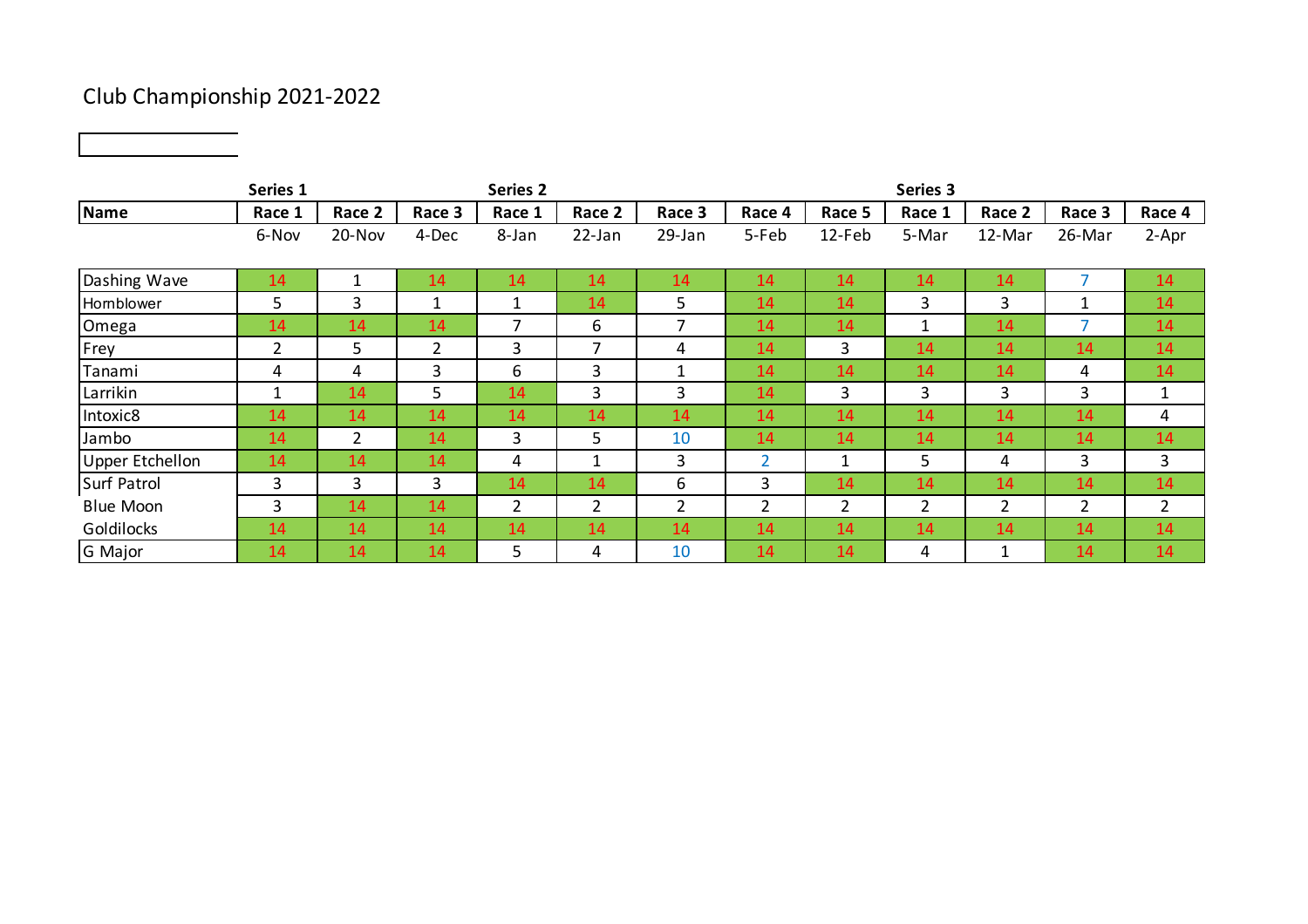# Club Championship 2021-2022

| | Series 1 | | | Series 2 | | | | | Series 3 | | | |
|---|---|---|---|---|---|---|---|---|---|---|---|---|
| **Name** | **Race 1** | **Race 2** | **Race 3** | **Race 1** | **Race 2** | **Race 3** | **Race 4** | **Race 5** | **Race 1** | **Race 2** | **Race 3** | **Race 4** |
| | 6-Nov | 20-Nov | 4-Dec | 8-Jan | 22-Jan | 29-Jan | 5-Feb | 12-Feb | 5-Mar | 12-Mar | 26-Mar | 2-Apr |
| Dashing Wave | 14 | 1 | 14 | 14 | 14 | 14 | 14 | 14 | 14 | 14 | 7 | 14 |
| Hornblower | 5 | 3 | 1 | 1 | 14 | 5 | 14 | 14 | 3 | 3 | 1 | 14 |
| Omega | 14 | 14 | 14 | 7 | 6 | 7 | 14 | 14 | 1 | 14 | 7 | 14 |
| Frey | 2 | 5 | 2 | 3 | 7 | 4 | 14 | 3 | 14 | 14 | 14 | 14 |
| Tanami | 4 | 4 | 3 | 6 | 3 | 1 | 14 | 14 | 14 | 14 | 4 | 14 |
| Larrikin | 1 | 14 | 5 | 14 | 3 | 3 | 14 | 3 | 3 | 3 | 3 | 1 |
| Intoxic8 | 14 | 14 | 14 | 14 | 14 | 14 | 14 | 14 | 14 | 14 | 14 | 4 |
| Jambo | 14 | 2 | 14 | 3 | 5 | 10 | 14 | 14 | 14 | 14 | 14 | 14 |
| Upper Etchellon | 14 | 14 | 14 | 4 | 1 | 3 | 2 | 1 | 5 | 4 | 3 | 3 |
| Surf Patrol | 3 | 3 | 3 | 14 | 14 | 6 | 3 | 14 | 14 | 14 | 14 | 14 |
| Blue Moon | 3 | 14 | 14 | 2 | 2 | 2 | 2 | 2 | 2 | 2 | 2 | 2 |
| Goldilocks | 14 | 14 | 14 | 14 | 14 | 14 | 14 | 14 | 14 | 14 | 14 | 14 |
| G Major | 14 | 14 | 14 | 5 | 4 | 10 | 14 | 14 | 4 | 1 | 14 | 14 |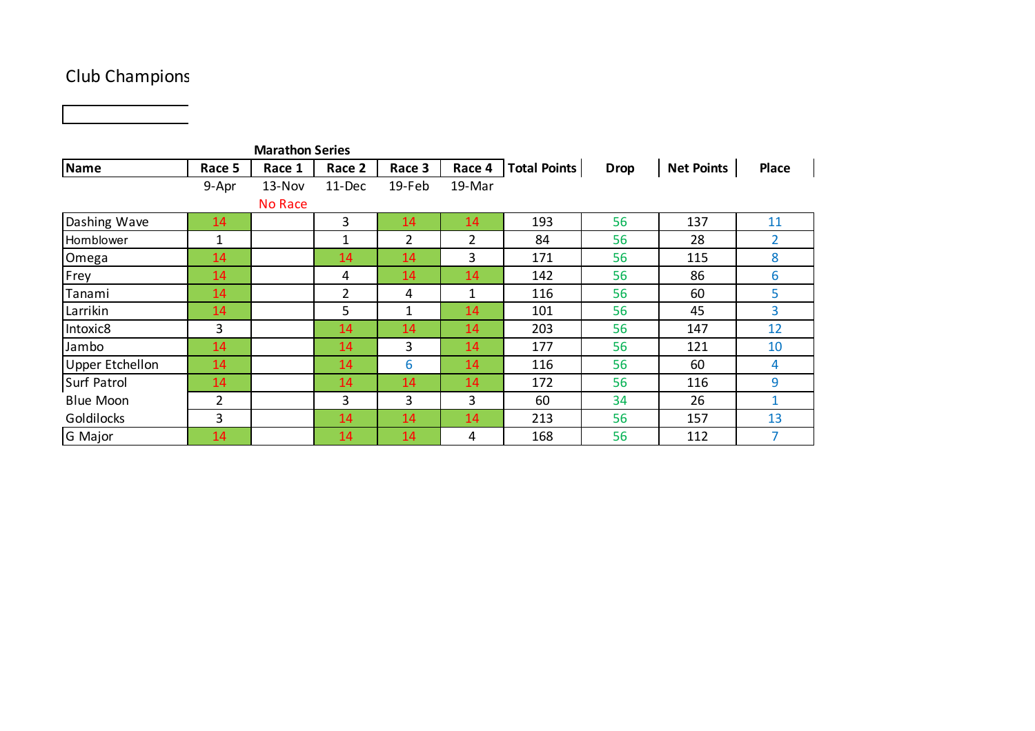# Club Champions

| Name | Race 5 | Race 1 | Race 2 | Race 3 | Race 4 | Total Points | Drop | Net Points | Place |
|---|---|---|---|---|---|---|---|---|---|
| | Marathon Series | | | | | | | | |
| | 9-Apr | 13-Nov | 11-Dec | 19-Feb | 19-Mar | | | | |
| | | No Race | | | | | | | |
| Dashing Wave | 14 | | 3 | 14 | 14 | 193 | 56 | 137 | 11 |
| Hornblower | 1 | | 1 | 2 | 2 | 84 | 56 | 28 | 2 |
| Omega | 14 | | 14 | 14 | 3 | 171 | 56 | 115 | 8 |
| Frey | 14 | | 4 | 14 | 14 | 142 | 56 | 86 | 6 |
| Tanami | 14 | | 2 | 4 | 1 | 116 | 56 | 60 | 5 |
| Larrikin | 14 | | 5 | 1 | 14 | 101 | 56 | 45 | 3 |
| Intoxic8 | 3 | | 14 | 14 | 14 | 203 | 56 | 147 | 12 |
| Jambo | 14 | | 14 | 3 | 14 | 177 | 56 | 121 | 10 |
| Upper Etchellon | 14 | | 14 | 6 | 14 | 116 | 56 | 60 | 4 |
| Surf Patrol | 14 | | 14 | 14 | 14 | 172 | 56 | 116 | 9 |
| Blue Moon | 2 | | 3 | 3 | 3 | 60 | 34 | 26 | 1 |
| Goldilocks | 3 | | 14 | 14 | 14 | 213 | 56 | 157 | 13 |
| G Major | 14 | | 14 | 14 | 4 | 168 | 56 | 112 | 7 |